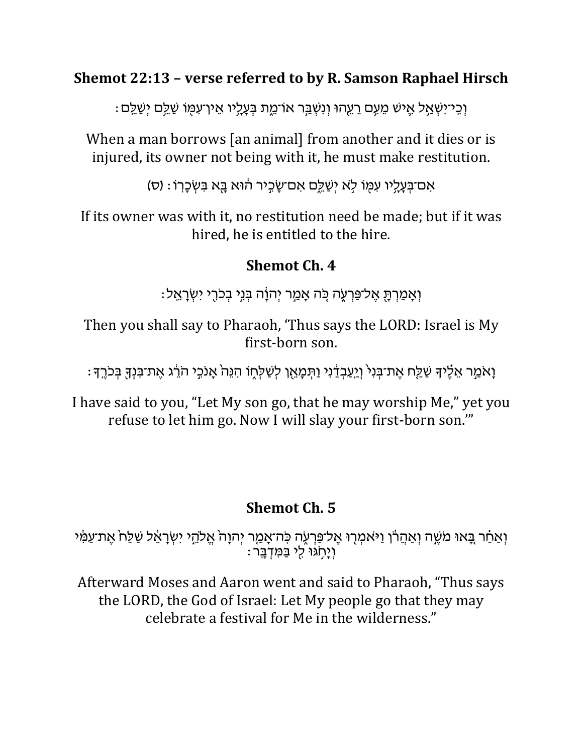**Shemot 22:13 – verse referred to by R. Samson Raphael Hirsch**

וְכִֽי־יִשְׁאַ֥ל אִ֛ישׁ מֵעִ֥ם רֵעֵ֖הוּ וְנִשְׁבַּ֣ר אוֹ־מֵ֑ת בְּעָלָ֥יו אֵין־עִמּ֖וֹ שַׁלֵּ֥ם יְשַׁלֵּֽם׃

When a man borrows [an animal] from another and it dies or is injured, its owner not being with it, he must make restitution.

אִם־בְּעָלָ֥יו עִמּ֖וֹ לֹ֣א יְשַׁלֵּ֑ם אִם־שָׂכִ֣יר ה֔וּא בָּ֖א בִּשְׂכָרֽוֹ׃ (ס)

If its owner was with it, no restitution need be made; but if it was hired, he is entitled to the hire.

**Shemot Ch. 4**

וְאָמַרְתָּ֖ אֶל־פַּרְעֹ֑ה כֹּ֚ה אָמַ֣ר יְהֹוָ֔ה בְּנִ֥י בְכֹרִ֖י יִשְׂרָאֵֽל׃

Then you shall say to Pharaoh, 'Thus says the LORD: Israel is My first-born son.

וָאֹמַ֣ר אֵלֶ֗יךָ שַׁלַּ֤ח אֶת־בְּנִי֙ וְיַֽעַבְדֵ֔נִי וַתְּמָאֵ֖ן לְשַׁלְּח֑וֹ הִנֵּה֙ אָנֹכִ֣י הֹרֵ֔ג אֶת־בִּנְךָ֖ בְּכֹרֶֽךָ׃

I have said to you, "Let My son go, that he may worship Me," yet you refuse to let him go. Now I will slay your first-born son.'"

**Shemot Ch. 5**

וְאַחַ֗ר בָּ֚אוּ מֹשֶׁ֣ה וְאַהֲרֹ֔ן וַיֹּאמְר֖וּ אֶל־פַּרְעֹ֑ה כֹּֽה־אָמַ֤ר יְהֹוָה֙ אֱלֹהֵ֣י יִשְׂרָאֵ֔ל שַׁלַּח֙ אֶת־עַמִּ֔י וְיָחֹ֥גּוּ לִ֖י בַּמִּדְבָּֽר׃

Afterward Moses and Aaron went and said to Pharaoh, "Thus says the LORD, the God of Israel: Let My people go that they may celebrate a festival for Me in the wilderness."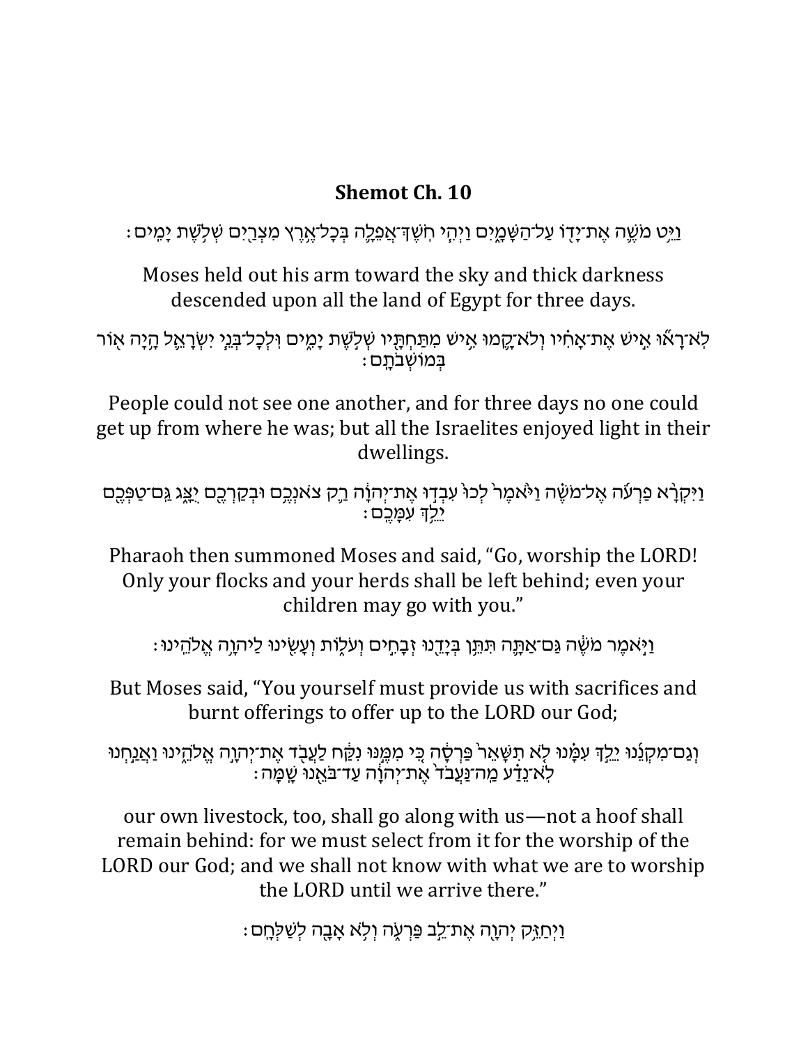## Shemot Ch. 10

וַיֵּ֥ט מֹשֶׁ֛ה אֶת־יָד֖וֹ עַל־הַשָּׁמָ֑יִם וַיְהִ֧י חֹֽשֶׁךְ־אֲפֵלָ֛ה בְּכָל־אֶ֥רֶץ מִצְרַ֖יִם שְׁלֹ֥שֶׁת יָמִֽים׃

Moses held out his arm toward the sky and thick darkness descended upon all the land of Egypt for three days.

לֹֽא־רָא֞וּ אִ֣ישׁ אֶת־אָחִ֗יו וְלֹא־קָ֛מוּ אִ֥ישׁ מִתַּחְתָּ֖יו שְׁלֹ֣שֶׁת יָמִ֑ים וּֽלְכָל־בְּנֵ֧י יִשְׂרָאֵ֛ל הָ֥יָה א֖וֹר בְּמוֹשְׁבֹתָֽם׃

People could not see one another, and for three days no one could get up from where he was; but all the Israelites enjoyed light in their dwellings.

וַיִּקְרָ֨א פַרְעֹ֜ה אֶל־מֹשֶׁ֗ה וַיֹּ֙אמֶר֙ לְכוּ֙ עִבְד֣וּ אֶת־יְהוָ֔ה רַ֛ק צֹאנְכֶ֥ם וּבְקַרְכֶ֖ם יֻצָּ֑ג גַּֽם־טַפְּכֶ֖ם יֵלֵ֥ךְ עִמָּכֶֽם׃

Pharaoh then summoned Moses and said, "Go, worship the LORD! Only your flocks and your herds shall be left behind; even your children may go with you."

וַיֹּ֣אמֶר מֹשֶׁ֔ה גַּם־אַתָּ֛ה תִּתֵּ֥ן בְּיָדֵ֖נוּ זְבָחִ֣ים וְעֹלֹ֑ת וְעָשִׂ֖ינוּ לַיהוָ֥ה אֱלֹהֵֽינוּ׃

But Moses said, "You yourself must provide us with sacrifices and burnt offerings to offer up to the LORD our God;

וְגַם־מִקְנֵ֜נוּ יֵלֵ֣ךְ עִמָּ֗נוּ לֹ֤א תִשָּׁאֵר֙ פַּרְסָ֔ה כִּ֚י מִמֶּ֣נּוּ נִקַּ֔ח לַעֲבֹ֖ד אֶת־יְהוָ֣ה אֱלֹהֵ֑ינוּ וַאֲנַ֣חְנוּ לֹֽא־נֵדַ֗ע מַֽה־נַּעֲבֹד֙ אֶת־יְהוָ֔ה עַד־בֹּאֵ֖נוּ שָֽׁמָּה׃

our own livestock, too, shall go along with us—not a hoof shall remain behind: for we must select from it for the worship of the LORD our God; and we shall not know with what we are to worship the LORD until we arrive there."

וַיְחַזֵּ֥ק יְהוָ֖ה אֶת־לֵ֣ב פַּרְעֹ֑ה וְלֹ֥א אָבָ֖ה לְשַׁלְּחָֽם׃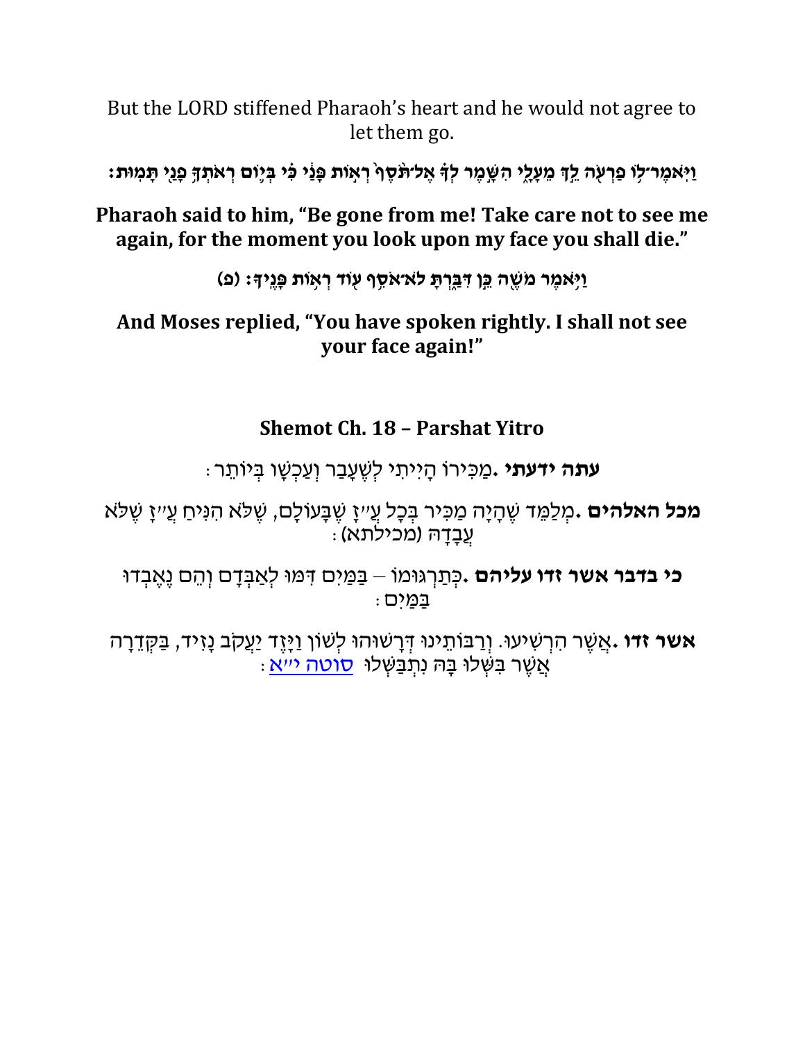But the LORD stiffened Pharaoh's heart and he would not agree to let them go.

**וַיֹּאמֶר־לוֹ פַרְעֹה לֵךְ מֵעָלָי הִשָּׁמֶר לְךָ אֶל־תֹּסֶף רְאוֹת פָּנַי כִּי בְּיוֹם רְאֹתְךָ פָנַי תָּמוּת׃**

**Pharaoh said to him, "Be gone from me! Take care not to see me again, for the moment you look upon my face you shall die."**

**וַיֹּאמֶר מֹשֶׁה כֵּן דִּבַּרְתָּ לֹא־אֹסִף עוֹד רְאוֹת פָּנֶיךָ׃ (פ)**

**And Moses replied, "You have spoken rightly. I shall not see your face again!"**

## Shemot Ch. 18 – Parshat Yitro

**עתה ידעתי** .מַכִּירוֹ הָיִיתִי לְשֶׁעָבַר וְעַכְשָׁו בְּיוֹתֵר׃

**מכל האלהים** .מְלַמֵּד שֶׁהָיָה מַכִּיר בְּכָל עֲ״זָ שֶׁבָּעוֹלָם, שֶׁלֹּא הִנִּיחַ עֲ״זָ שֶׁלֹּא עֲבָדָהּ (מכילתא)׃

**כי בדבר אשר זדו עליהם** .כְּתַרְגּוּמוֹ – בַּמַּיִם דִּמּוּ לְאַבְּדָם וְהֵם נֶאֶבְדוּ בַּמַּיִם׃

**אשר זדו** .אֲשֶׁר הִרְשִׁיעוּ. וְרַבּוֹתֵינוּ דְּרָשׁוּהוּ לְשׁוֹן וַיָּזֶד יַעֲקֹב נָזִיד, בַּקְּדֵרָה אֲשֶׁר בִּשְּׁלוּ בָּהּ נִתְבַּשְּׁלוּ [סוטה י״א]׃